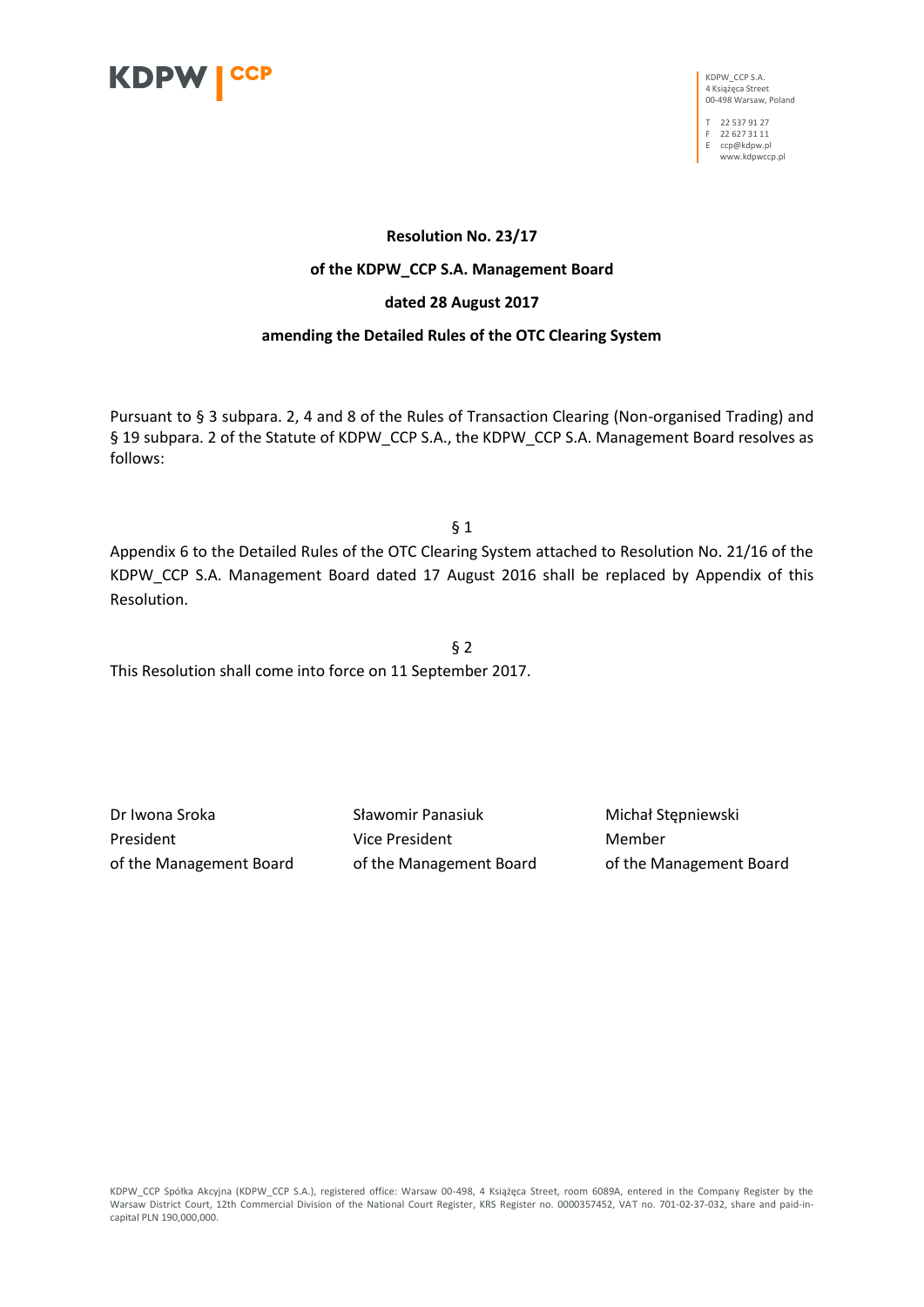KDPW_CCP S.A.
4 Książęca Street
00-498 Warsaw, Poland

T 22 537 91 27
F 22 627 31 11
E ccp@kdpw.pl
www.kdpwccp.pl

**Resolution No. 23/17**

**of the KDPW_CCP S.A. Management Board**

**dated 28 August 2017**

**amending the Detailed Rules of the OTC Clearing System**

Pursuant to § 3 subpara. 2, 4 and 8 of the Rules of Transaction Clearing (Non-organised Trading) and § 19 subpara. 2 of the Statute of KDPW_CCP S.A., the KDPW_CCP S.A. Management Board resolves as follows:

§ 1

Appendix 6 to the Detailed Rules of the OTC Clearing System attached to Resolution No. 21/16 of the KDPW_CCP S.A. Management Board dated 17 August 2016 shall be replaced by Appendix of this Resolution.

§ 2

This Resolution shall come into force on 11 September 2017.

| | | |
|---|---|---|
| Dr Iwona Sroka | Sławomir Panasiuk | Michał Stępniewski |
| President | Vice President | Member |
| of the Management Board | of the Management Board | of the Management Board |

KDPW_CCP Spółka Akcyjna (KDPW_CCP S.A.), registered office: Warsaw 00-498, 4 Książęca Street, room 6089A, entered in the Company Register by the Warsaw District Court, 12th Commercial Division of the National Court Register, KRS Register no. 0000357452, VAT no. 701-02-37-032, share and paid-in-capital PLN 190,000,000.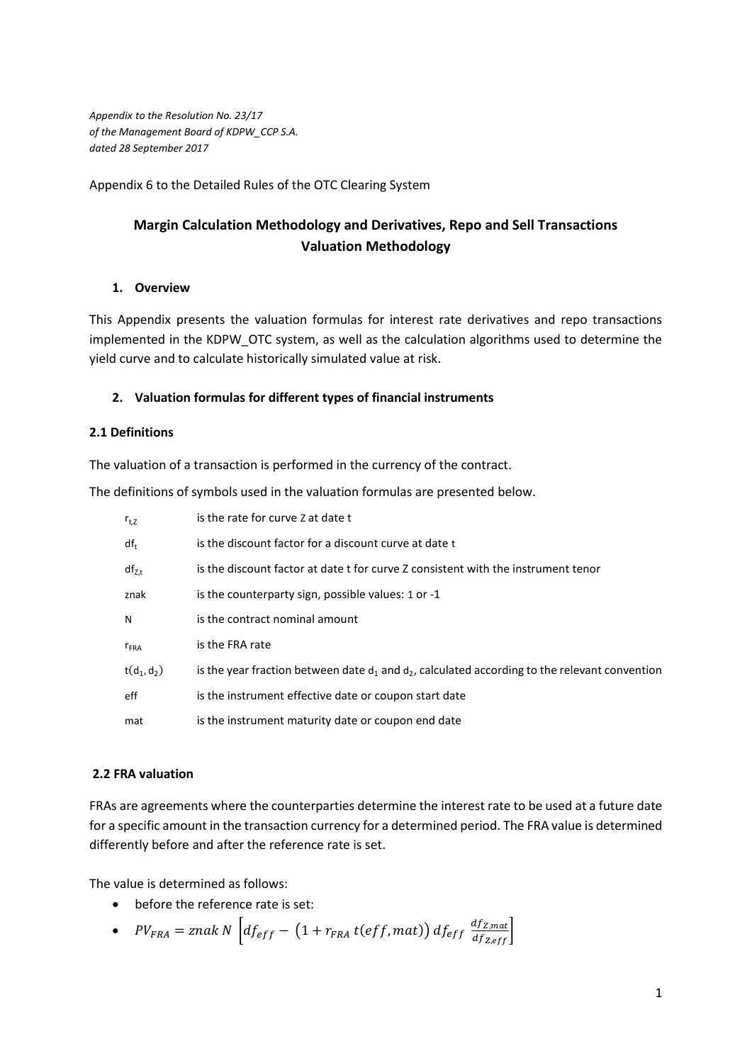*Appendix to the Resolution No. 23/17*
*of the Management Board of KDPW_CCP S.A.*
*dated 28 September 2017*

Appendix 6 to the Detailed Rules of the OTC Clearing System

# Margin Calculation Methodology and Derivatives, Repo and Sell Transactions Valuation Methodology

## 1. Overview

This Appendix presents the valuation formulas for interest rate derivatives and repo transactions implemented in the KDPW_OTC system, as well as the calculation algorithms used to determine the yield curve and to calculate historically simulated value at risk.

## 2. Valuation formulas for different types of financial instruments

### 2.1 Definitions

The valuation of a transaction is performed in the currency of the contract.

The definitions of symbols used in the valuation formulas are presented below.

| | |
|---|---|
| $r_{t,Z}$ | is the rate for curve Z at date t |
| $df_t$ | is the discount factor for a discount curve at date t |
| $df_{Z,t}$ | is the discount factor at date t for curve Z consistent with the instrument tenor |
| znak | is the counterparty sign, possible values: 1 or -1 |
| N | is the contract nominal amount |
| $r_{FRA}$ | is the FRA rate |
| $t(d_1, d_2)$ | is the year fraction between date $d_1$ and $d_2$, calculated according to the relevant convention |
| eff | is the instrument effective date or coupon start date |
| mat | is the instrument maturity date or coupon end date |

### 2.2 FRA valuation

FRAs are agreements where the counterparties determine the interest rate to be used at a future date for a specific amount in the transaction currency for a determined period. The FRA value is determined differently before and after the reference rate is set.

The value is determined as follows:

- before the reference rate is set:
- $PV_{FRA} = znak\ N\left[df_{eff} - \left(1 + r_{FRA}\, t(eff, mat)\right) df_{eff}\, \frac{df_{Z,mat}}{df_{Z,eff}}\right]$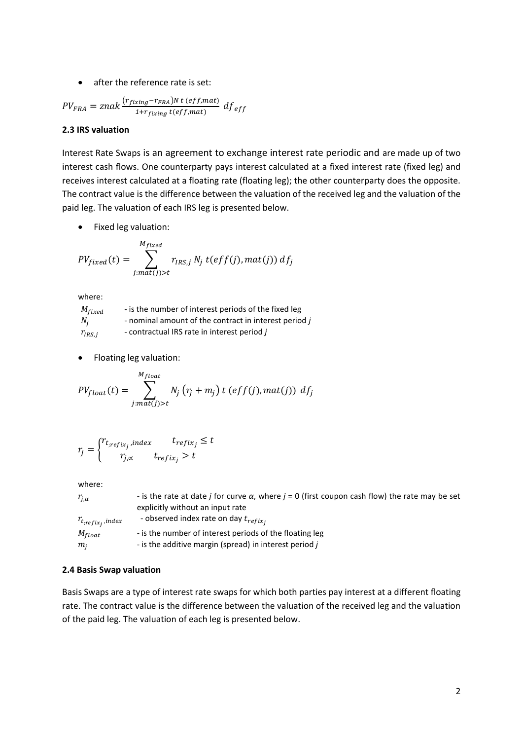- after the reference rate is set:

$$PV_{FRA} = znak \frac{(r_{fixing} - r_{FRA}) N \, t\,(eff, mat)}{1 + r_{fixing} \, t(eff, mat)} \; df_{eff}$$

### 2.3 IRS valuation

Interest Rate Swaps is an agreement to exchange interest rate periodic and are made up of two interest cash flows. One counterparty pays interest calculated at a fixed interest rate (fixed leg) and receives interest calculated at a floating rate (floating leg); the other counterparty does the opposite. The contract value is the difference between the valuation of the received leg and the valuation of the paid leg. The valuation of each IRS leg is presented below.

- Fixed leg valuation:

$$PV_{fixed}(t) = \sum_{j:mat(j)>t}^{M_{fixed}} r_{IRS,j} \, N_j \, t(eff(j), mat(j)) \, df_j$$

where:

| | |
|---|---|
| $M_{fixed}$ | - is the number of interest periods of the fixed leg |
| $N_j$ | - nominal amount of the contract in interest period *j* |
| $r_{IRS,j}$ | - contractual IRS rate in interest period *j* |

- Floating leg valuation:

$$PV_{float}(t) = \sum_{j:mat(j)>t}^{M_{float}} N_j \left(r_j + m_j\right) t\,(eff(j), mat(j)) \; df_j$$

$$r_j = \begin{cases} r_{t;refix_j, index} & t_{refix_j} \leq t \\ r_{j,\propto} & t_{refix_j} > t \end{cases}$$

where:

| | |
|---|---|
| $r_{j,\alpha}$ | - is the rate at date *j* for curve *α*, where *j* = 0 (first coupon cash flow) the rate may be set explicitly without an input rate |
| $r_{t;refix_j, index}$ | - observed index rate on day $t_{refix_j}$ |
| $M_{float}$ | - is the number of interest periods of the floating leg |
| $m_j$ | - is the additive margin (spread) in interest period *j* |

### 2.4 Basis Swap valuation

Basis Swaps are a type of interest rate swaps for which both parties pay interest at a different floating rate. The contract value is the difference between the valuation of the received leg and the valuation of the paid leg. The valuation of each leg is presented below.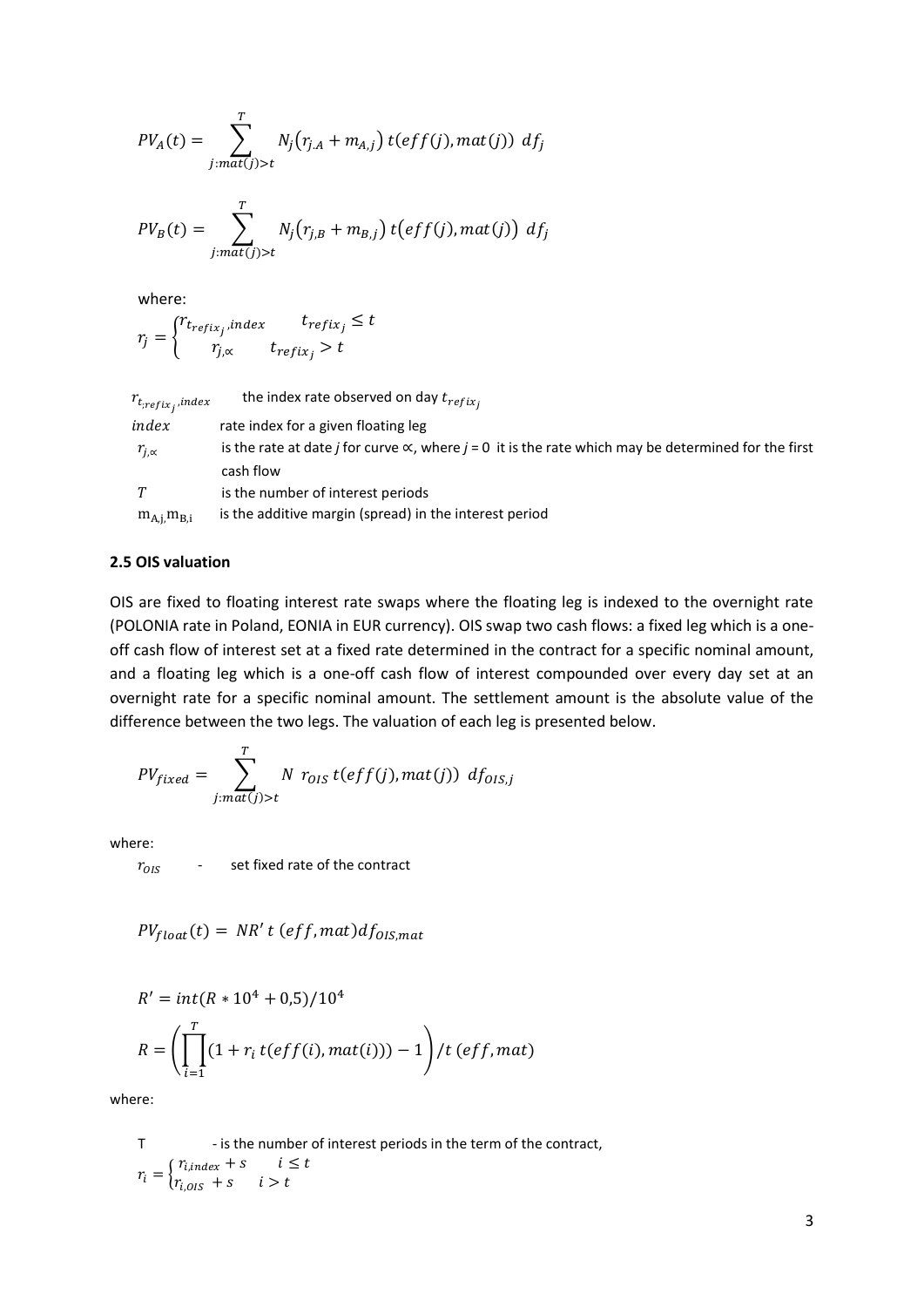$$PV_A(t) = \sum_{j:mat(j)>t}^{T} N_j\left(r_{j.A} + m_{A,j}\right) t(eff(j), mat(j))\ df_j$$

$$PV_B(t) = \sum_{j:mat(j)>t}^{T} N_j\left(r_{j,B} + m_{B,j}\right) t\left(eff(j), mat(j)\right)\ df_j$$

where:

$$r_j = \begin{cases} r_{t_{refix_j}, index} & t_{refix_j} \leq t \\ r_{j,\propto} & t_{refix_j} > t \end{cases}$$

| | |
|---|---|
| $r_{t_{;refix_j}, index}$ | the index rate observed on day $t_{refix_j}$ |
| $index$ | rate index for a given floating leg |
| $r_{j,\propto}$ | is the rate at date *j* for curve $\propto$, where *j* = 0 it is the rate which may be determined for the first cash flow |
| $T$ | is the number of interest periods |
| $m_{A,j}, m_{B,i}$ | is the additive margin (spread) in the interest period |

### 2.5 OIS valuation

OIS are fixed to floating interest rate swaps where the floating leg is indexed to the overnight rate (POLONIA rate in Poland, EONIA in EUR currency). OIS swap two cash flows: a fixed leg which is a one-off cash flow of interest set at a fixed rate determined in the contract for a specific nominal amount, and a floating leg which is a one-off cash flow of interest compounded over every day set at an overnight rate for a specific nominal amount. The settlement amount is the absolute value of the difference between the two legs. The valuation of each leg is presented below.

$$PV_{fixed} = \sum_{j:mat(j)>t}^{T} N\ r_{OIS}\, t(eff(j), mat(j))\ df_{OIS,j}$$

where:

$r_{OIS}$ - set fixed rate of the contract

$$PV_{float}(t) = NR'\, t\,(eff, mat) df_{OIS,mat}$$

$$R' = int(R * 10^4 + 0{,}5)/10^4$$

$$R = \left(\prod_{i=1}^{T}(1 + r_i\, t(eff(i), mat(i))) - 1\right)/t\,(eff, mat)$$

where:

T - is the number of interest periods in the term of the contract,

$$r_i = \begin{cases} r_{i,index} + s & i \leq t \\ r_{i,OIS} + s & i > t \end{cases}$$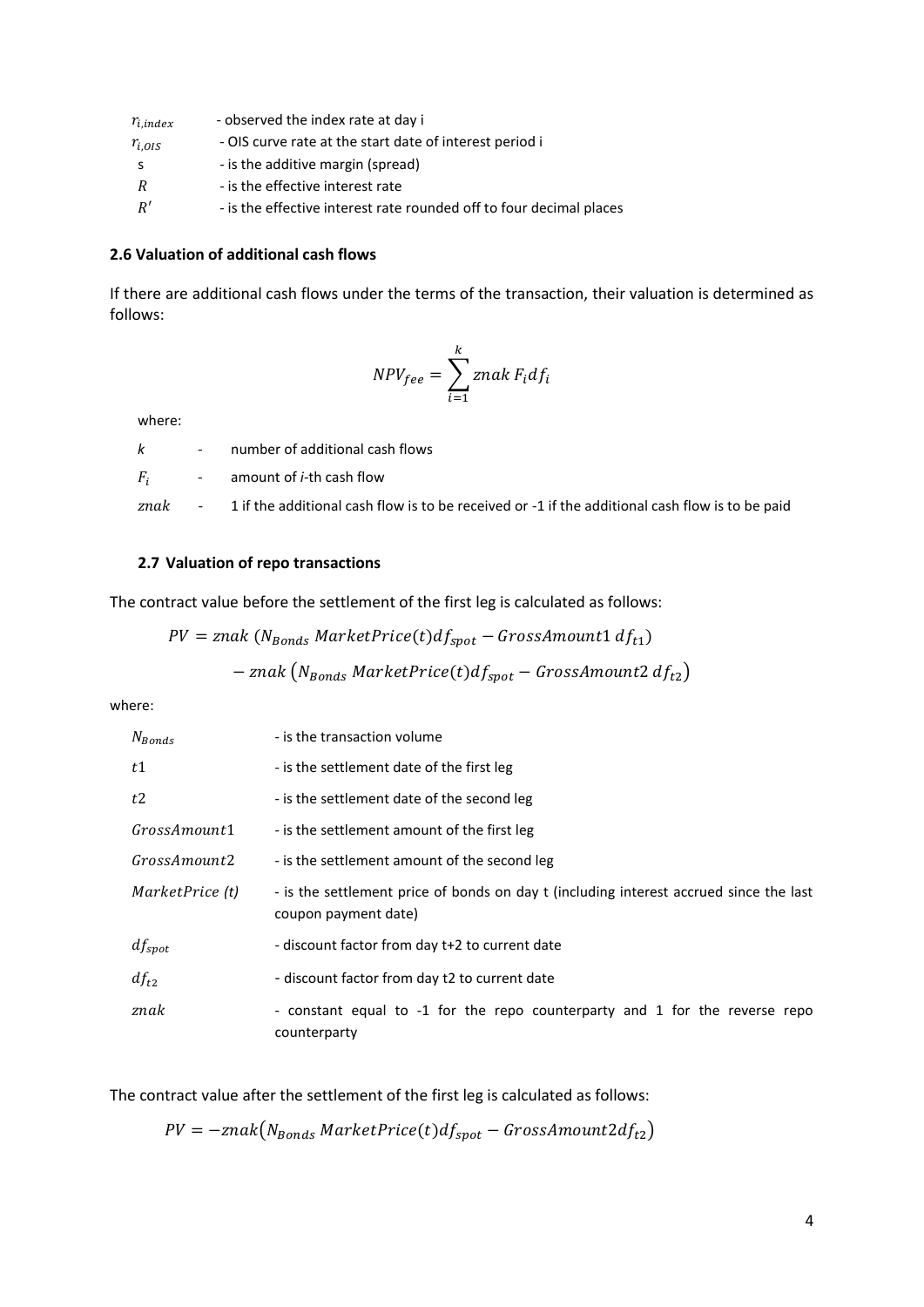| | |
|---|---|
| $r_{i,index}$ | - observed the index rate at day i |
| $r_{i,OIS}$ | - OIS curve rate at the start date of interest period i |
| s | - is the additive margin (spread) |
| $R$ | - is the effective interest rate |
| $R'$ | - is the effective interest rate rounded off to four decimal places |

### 2.6 Valuation of additional cash flows

If there are additional cash flows under the terms of the transaction, their valuation is determined as follows:

$$NPV_{fee} = \sum_{i=1}^{k} znak\, F_i df_i$$

where:

| | | |
|---|---|---|
| $k$ | - | number of additional cash flows |
| $F_i$ | - | amount of *i*-th cash flow |
| $znak$ | - | 1 if the additional cash flow is to be received or -1 if the additional cash flow is to be paid |

### 2.7 Valuation of repo transactions

The contract value before the settlement of the first leg is calculated as follows:

$$PV = znak\,(N_{Bonds}\, MarketPrice(t) df_{spot} - GrossAmount1\, df_{t1})$$
$$- znak\left(N_{Bonds}\, MarketPrice(t) df_{spot} - GrossAmount2\, df_{t2}\right)$$

where:

| | |
|---|---|
| $N_{Bonds}$ | - is the transaction volume |
| $t1$ | - is the settlement date of the first leg |
| $t2$ | - is the settlement date of the second leg |
| $GrossAmount1$ | - is the settlement amount of the first leg |
| $GrossAmount2$ | - is the settlement amount of the second leg |
| $MarketPrice\ (t)$ | - is the settlement price of bonds on day t (including interest accrued since the last coupon payment date) |
| $df_{spot}$ | - discount factor from day t+2 to current date |
| $df_{t2}$ | - discount factor from day t2 to current date |
| $znak$ | - constant equal to -1 for the repo counterparty and 1 for the reverse repo counterparty |

The contract value after the settlement of the first leg is calculated as follows:

$$PV = -znak\left(N_{Bonds}\, MarketPrice(t) df_{spot} - GrossAmount2 df_{t2}\right)$$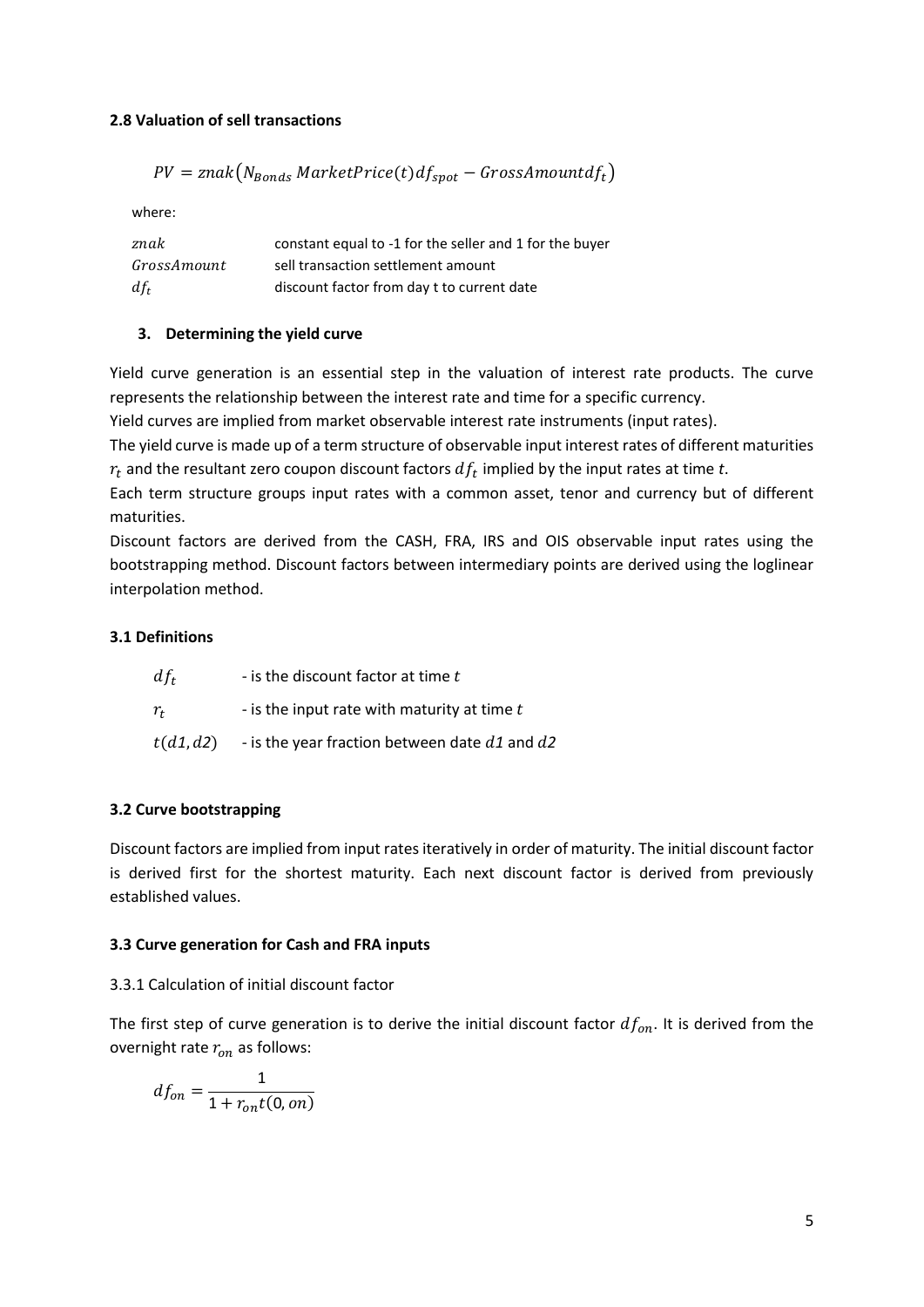### 2.8 Valuation of sell transactions

$$PV = znak\left(N_{Bonds}\, MarketPrice(t) df_{spot} - GrossAmount df_t\right)$$

where:

| | |
|---|---|
| $znak$ | constant equal to -1 for the seller and 1 for the buyer |
| $GrossAmount$ | sell transaction settlement amount |
| $df_t$ | discount factor from day t to current date |

## 3. Determining the yield curve

Yield curve generation is an essential step in the valuation of interest rate products. The curve represents the relationship between the interest rate and time for a specific currency.
Yield curves are implied from market observable interest rate instruments (input rates).
The yield curve is made up of a term structure of observable input interest rates of different maturities $r_t$ and the resultant zero coupon discount factors $df_t$ implied by the input rates at time *t*.
Each term structure groups input rates with a common asset, tenor and currency but of different maturities.
Discount factors are derived from the CASH, FRA, IRS and OIS observable input rates using the bootstrapping method. Discount factors between intermediary points are derived using the loglinear interpolation method.

### 3.1 Definitions

| | |
|---|---|
| $df_t$ | - is the discount factor at time $t$ |
| $r_t$ | - is the input rate with maturity at time $t$ |
| $t(d1, d2)$ | - is the year fraction between date $d1$ and $d2$ |

### 3.2 Curve bootstrapping

Discount factors are implied from input rates iteratively in order of maturity. The initial discount factor is derived first for the shortest maturity. Each next discount factor is derived from previously established values.

### 3.3 Curve generation for Cash and FRA inputs

3.3.1 Calculation of initial discount factor

The first step of curve generation is to derive the initial discount factor $df_{on}$. It is derived from the overnight rate $r_{on}$ as follows:

$$df_{on} = \frac{1}{1 + r_{on} t(0, on)}$$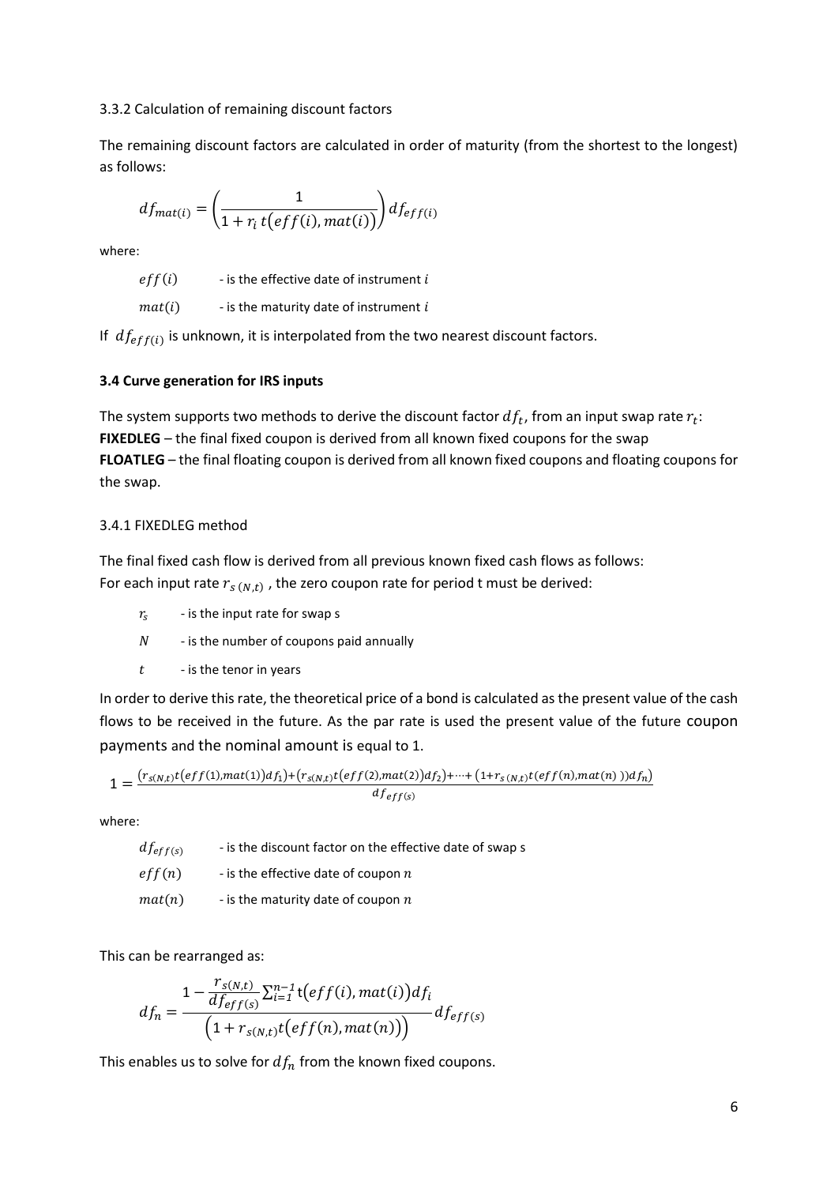3.3.2 Calculation of remaining discount factors

The remaining discount factors are calculated in order of maturity (from the shortest to the longest) as follows:

$$df_{mat(i)} = \left(\frac{1}{1 + r_i\, t\big(eff(i), mat(i)\big)}\right) df_{eff(i)}$$

where:

$eff(i)$ - is the effective date of instrument $i$

$mat(i)$ - is the maturity date of instrument $i$

If $df_{eff(i)}$ is unknown, it is interpolated from the two nearest discount factors.

### 3.4 Curve generation for IRS inputs

The system supports two methods to derive the discount factor $df_t$, from an input swap rate $r_t$:
**FIXEDLEG** – the final fixed coupon is derived from all known fixed coupons for the swap
**FLOATLEG** – the final floating coupon is derived from all known fixed coupons and floating coupons for the swap.

3.4.1 FIXEDLEG method

The final fixed cash flow is derived from all previous known fixed cash flows as follows:
For each input rate $r_{s\,(N,t)}$ , the zero coupon rate for period t must be derived:

$r_s$ - is the input rate for swap s

$N$ - is the number of coupons paid annually

$t$ - is the tenor in years

In order to derive this rate, the theoretical price of a bond is calculated as the present value of the cash flows to be received in the future. As the par rate is used the present value of the future coupon payments and the nominal amount is equal to 1.

$$1 = \frac{\big(r_{s(N,t)} t\big(eff(1), mat(1)\big) df_1\big) + \big(r_{s(N,t)} t\big(eff(2), mat(2)\big) df_2\big) + \cdots + \big(1 + r_{s\,(N,t)} t\big(eff(n), mat(n)\big)\big) df_n\big)}{df_{eff(s)}}$$

where:

$df_{eff(s)}$ - is the discount factor on the effective date of swap s

$eff(n)$ - is the effective date of coupon $n$

$mat(n)$ - is the maturity date of coupon $n$

This can be rearranged as:

$$df_n = \frac{1 - \frac{r_{s(N,t)}}{df_{eff(s)}} \sum_{i=1}^{n-1} t\big(eff(i), mat(i)\big) df_i}{\Big(1 + r_{s(N,t)} t\big(eff(n), mat(n)\big)\Big)} df_{eff(s)}$$

This enables us to solve for $df_n$ from the known fixed coupons.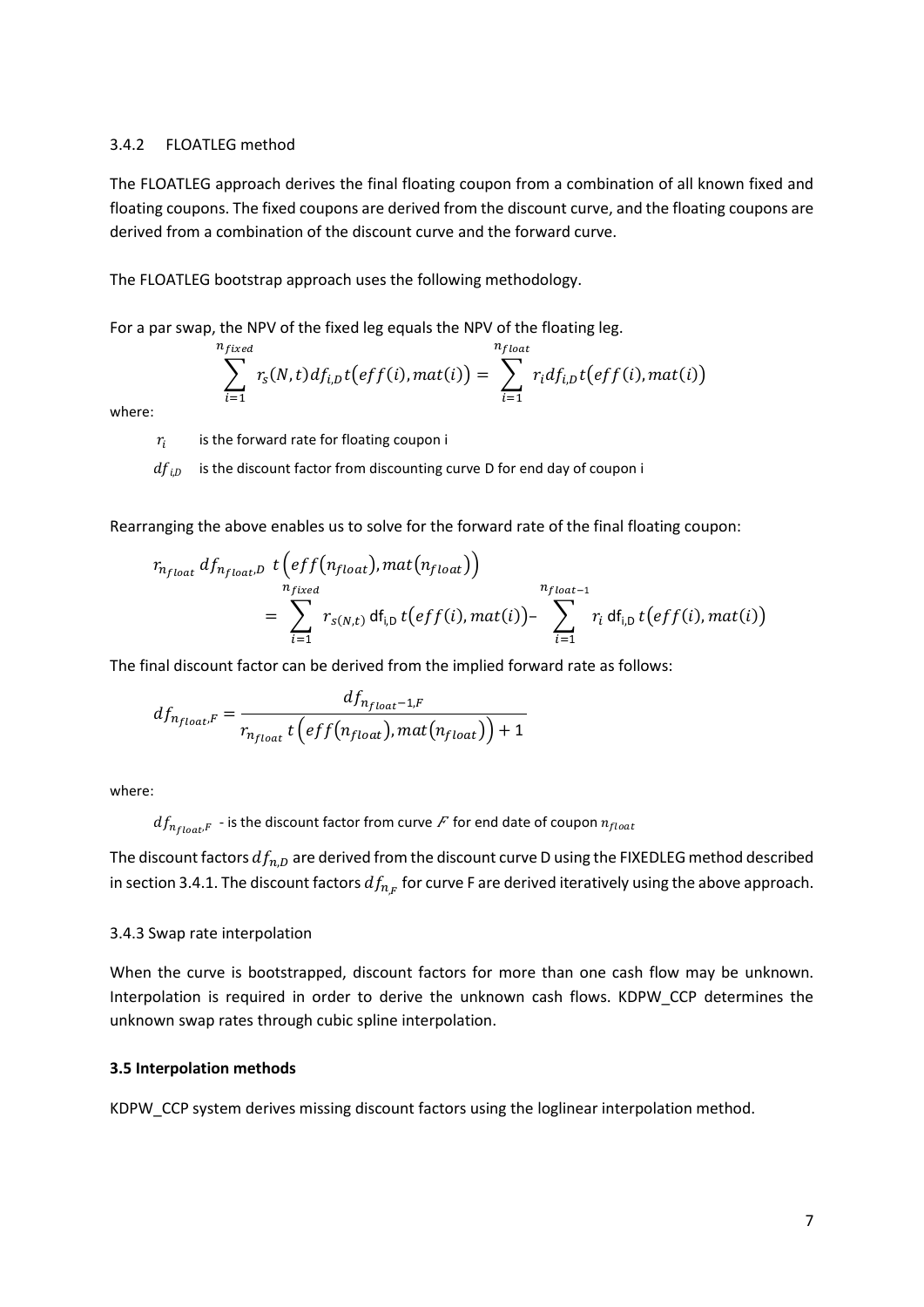3.4.2 FLOATLEG method

The FLOATLEG approach derives the final floating coupon from a combination of all known fixed and floating coupons. The fixed coupons are derived from the discount curve, and the floating coupons are derived from a combination of the discount curve and the forward curve.

The FLOATLEG bootstrap approach uses the following methodology.

For a par swap, the NPV of the fixed leg equals the NPV of the floating leg.

$$\sum_{i=1}^{n_{fixed}} r_s(N,t) df_{i,D} t\big(eff(i), mat(i)\big) = \sum_{i=1}^{n_{float}} r_i df_{i,D} t\big(eff(i), mat(i)\big)$$

where:

$r_i$ is the forward rate for floating coupon i

$df_{i,D}$ is the discount factor from discounting curve D for end day of coupon i

Rearranging the above enables us to solve for the forward rate of the final floating coupon:

$$r_{n_{float}} df_{n_{float},D} \; t\Big(eff\big(n_{float}\big), mat\big(n_{float}\big)\Big) = \sum_{i=1}^{n_{fixed}} r_{s(N,t)} \, \mathrm{df}_{\mathrm{i,D}} \, t\big(eff(i), mat(i)\big) - \sum_{i=1}^{n_{float-1}} r_i \, \mathrm{df}_{\mathrm{i,D}} \, t\big(eff(i), mat(i)\big)$$

The final discount factor can be derived from the implied forward rate as follows:

$$df_{n_{float},F} = \frac{df_{n_{float}-1,F}}{r_{n_{float}} \, t\Big(eff\big(n_{float}\big), mat\big(n_{float}\big)\Big) + 1}$$

where:

$df_{n_{float},F}$ - is the discount factor from curve $F$ for end date of coupon $n_{float}$

The discount factors $df_{n,D}$ are derived from the discount curve D using the FIXEDLEG method described in section 3.4.1. The discount factors $df_{n_F}$ for curve F are derived iteratively using the above approach.

3.4.3 Swap rate interpolation

When the curve is bootstrapped, discount factors for more than one cash flow may be unknown. Interpolation is required in order to derive the unknown cash flows. KDPW_CCP determines the unknown swap rates through cubic spline interpolation.

**3.5 Interpolation methods**

KDPW_CCP system derives missing discount factors using the loglinear interpolation method.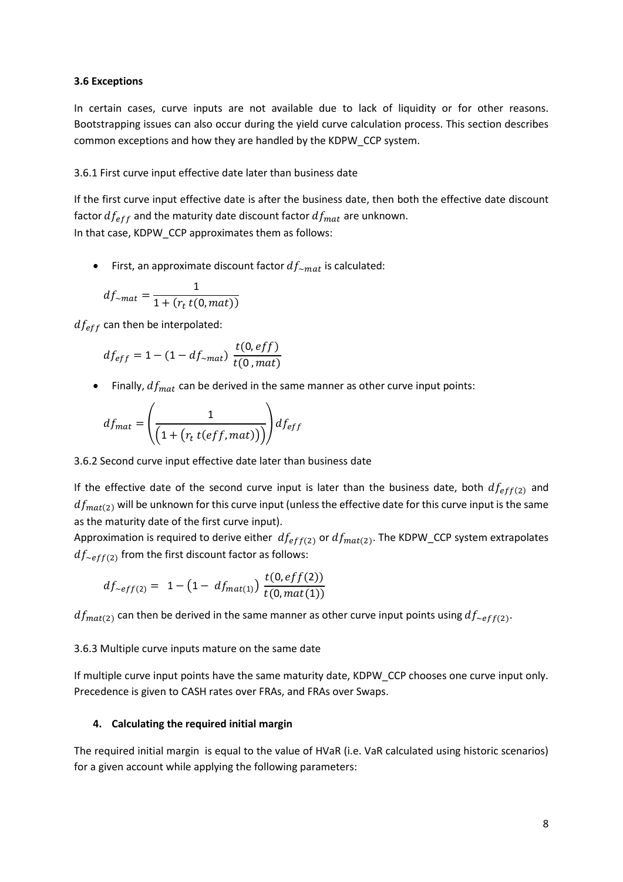### 3.6 Exceptions

In certain cases, curve inputs are not available due to lack of liquidity or for other reasons. Bootstrapping issues can also occur during the yield curve calculation process. This section describes common exceptions and how they are handled by the KDPW_CCP system.

#### 3.6.1 First curve input effective date later than business date

If the first curve input effective date is after the business date, then both the effective date discount factor $df_{eff}$ and the maturity date discount factor $df_{mat}$ are unknown.
In that case, KDPW_CCP approximates them as follows:

- First, an approximate discount factor $df_{\sim mat}$ is calculated:

$$df_{\sim mat} = \frac{1}{1 + (r_t \, t(0, mat))}$$

$df_{eff}$ can then be interpolated:

$$df_{eff} = 1 - (1 - df_{\sim mat}) \, \frac{t(0, eff)}{t(0\,, mat)}$$

- Finally, $df_{mat}$ can be derived in the same manner as other curve input points:

$$df_{mat} = \left( \frac{1}{\left(1 + \left(r_t \, t(eff, mat)\right)\right)} \right) df_{eff}$$

#### 3.6.2 Second curve input effective date later than business date

If the effective date of the second curve input is later than the business date, both $df_{eff(2)}$ and $df_{mat(2)}$ will be unknown for this curve input (unless the effective date for this curve input is the same as the maturity date of the first curve input).
Approximation is required to derive either $df_{eff(2)}$ or $df_{mat(2)}$. The KDPW_CCP system extrapolates $df_{\sim eff(2)}$ from the first discount factor as follows:

$$df_{\sim eff(2)} = 1 - \left(1 - df_{mat(1)}\right) \frac{t(0, eff(2))}{t(0, mat(1))}$$

$df_{mat(2)}$ can then be derived in the same manner as other curve input points using $df_{\sim eff(2)}$.

#### 3.6.3 Multiple curve inputs mature on the same date

If multiple curve input points have the same maturity date, KDPW_CCP chooses one curve input only. Precedence is given to CASH rates over FRAs, and FRAs over Swaps.

## 4. Calculating the required initial margin

The required initial margin is equal to the value of HVaR (i.e. VaR calculated using historic scenarios) for a given account while applying the following parameters: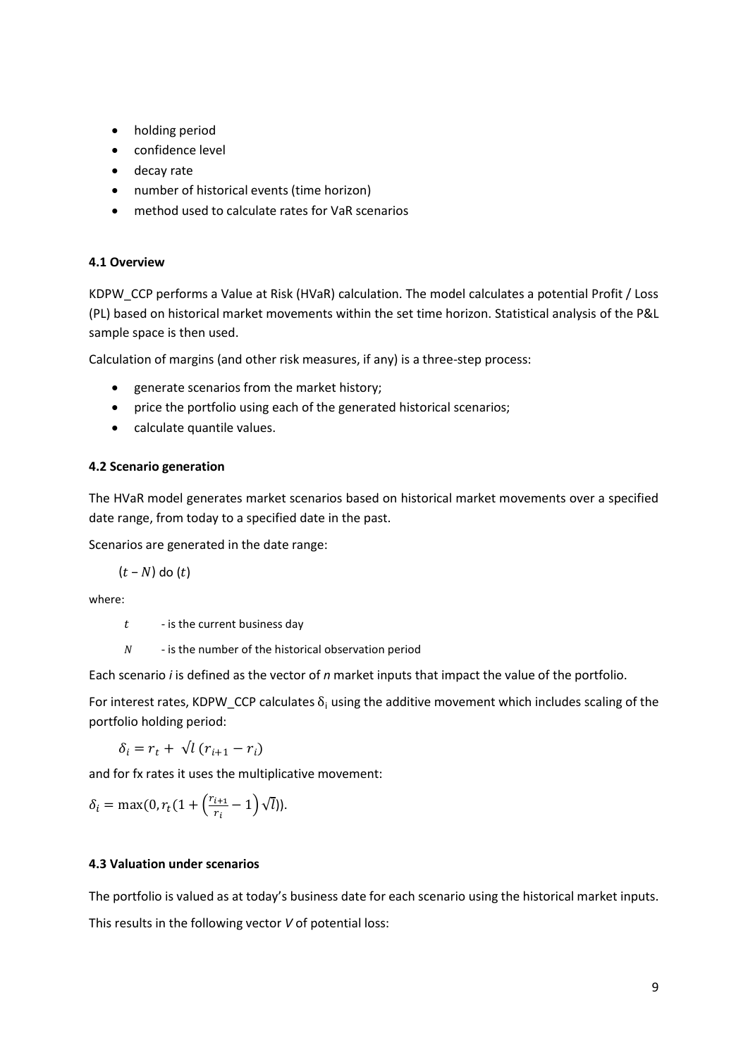- holding period
- confidence level
- decay rate
- number of historical events (time horizon)
- method used to calculate rates for VaR scenarios

### 4.1 Overview

KDPW_CCP performs a Value at Risk (HVaR) calculation. The model calculates a potential Profit / Loss (PL) based on historical market movements within the set time horizon. Statistical analysis of the P&L sample space is then used.

Calculation of margins (and other risk measures, if any) is a three-step process:

- generate scenarios from the market history;
- price the portfolio using each of the generated historical scenarios;
- calculate quantile values.

### 4.2 Scenario generation

The HVaR model generates market scenarios based on historical market movements over a specified date range, from today to a specified date in the past.

Scenarios are generated in the date range:

$(t - N)$ do $(t)$

where:

$t$ - is the current business day

$N$ - is the number of the historical observation period

Each scenario *i* is defined as the vector of *n* market inputs that impact the value of the portfolio.

For interest rates, KDPW_CCP calculates $\delta_i$ using the additive movement which includes scaling of the portfolio holding period:

$$\delta_i = r_t + \sqrt{l}\,(r_{i+1} - r_i)$$

and for fx rates it uses the multiplicative movement:

$$\delta_i = \max(0, r_t(1 + \left(\frac{r_{i+1}}{r_i} - 1\right)\sqrt{l})).$$

### 4.3 Valuation under scenarios

The portfolio is valued as at today's business date for each scenario using the historical market inputs.

This results in the following vector *V* of potential loss: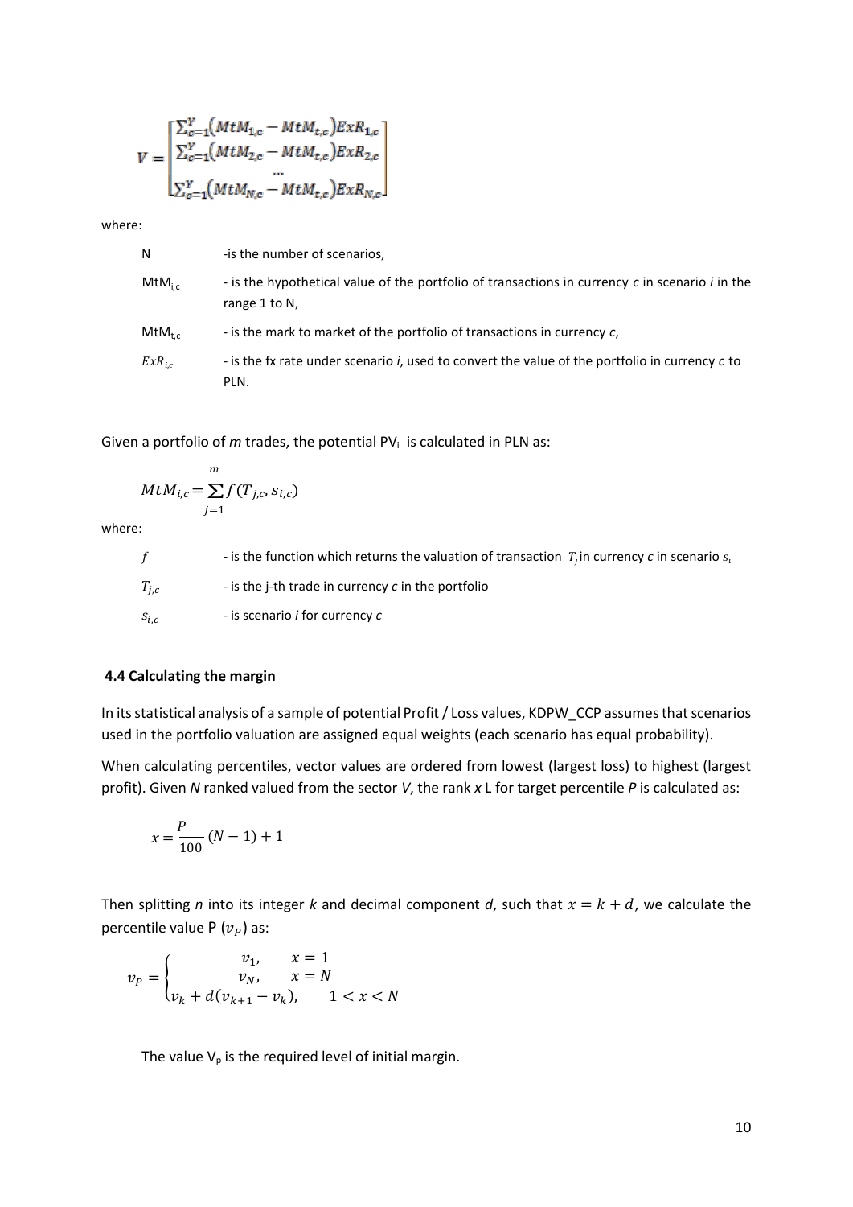$$V = \begin{bmatrix} \sum_{c=1}^{Y}(MtM_{1,c} - MtM_{t,c})ExR_{1,c} \\ \sum_{c=1}^{Y}(MtM_{2,c} - MtM_{t,c})ExR_{2,c} \\ \dots \\ \sum_{c=1}^{Y}(MtM_{N,c} - MtM_{t,c})ExR_{N,c} \end{bmatrix}$$

where:

| | |
|---|---|
| N | -is the number of scenarios, |
| $MtM_{i,c}$ | - is the hypothetical value of the portfolio of transactions in currency *c* in scenario *i* in the range 1 to N, |
| $MtM_{t,c}$ | - is the mark to market of the portfolio of transactions in currency *c*, |
| $ExR_{i,c}$ | - is the fx rate under scenario *i*, used to convert the value of the portfolio in currency *c* to PLN. |

Given a portfolio of *m* trades, the potential $PV_i$ is calculated in PLN as:

$$MtM_{i,c} = \sum_{j=1}^{m} f(T_{j,c}, s_{i,c})$$

where:

| | |
|---|---|
| $f$ | - is the function which returns the valuation of transaction $T_j$ in currency *c* in scenario $s_i$ |
| $T_{j,c}$ | - is the j-th trade in currency *c* in the portfolio |
| $s_{i,c}$ | - is scenario *i* for currency *c* |

### 4.4 Calculating the margin

In its statistical analysis of a sample of potential Profit / Loss values, KDPW_CCP assumes that scenarios used in the portfolio valuation are assigned equal weights (each scenario has equal probability).

When calculating percentiles, vector values are ordered from lowest (largest loss) to highest (largest profit). Given *N* ranked valued from the sector *V*, the rank *x* L for target percentile *P* is calculated as:

$$x = \frac{P}{100}(N-1) + 1$$

Then splitting *n* into its integer *k* and decimal component *d*, such that $x = k + d$, we calculate the percentile value P ($v_P$) as:

$$v_P = \begin{cases} v_1, & x = 1 \\ v_N, & x = N \\ v_k + d(v_{k+1} - v_k), & 1 < x < N \end{cases}$$

The value $V_p$ is the required level of initial margin.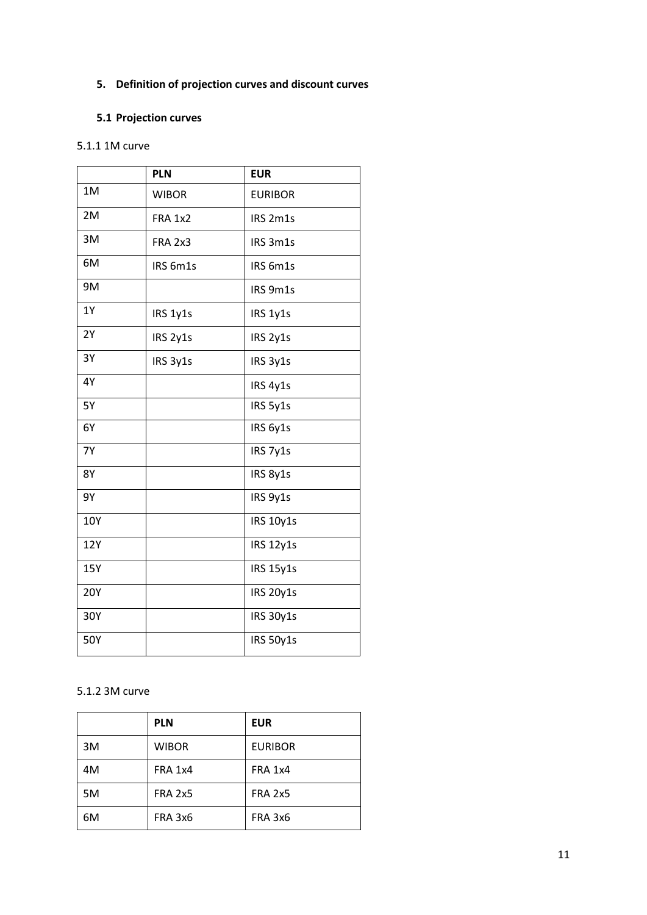## 5. Definition of projection curves and discount curves

### 5.1 Projection curves

5.1.1 1M curve

| | PLN | EUR |
|---|---|---|
| 1M | WIBOR | EURIBOR |
| 2M | FRA 1x2 | IRS 2m1s |
| 3M | FRA 2x3 | IRS 3m1s |
| 6M | IRS 6m1s | IRS 6m1s |
| 9M | | IRS 9m1s |
| 1Y | IRS 1y1s | IRS 1y1s |
| 2Y | IRS 2y1s | IRS 2y1s |
| 3Y | IRS 3y1s | IRS 3y1s |
| 4Y | | IRS 4y1s |
| 5Y | | IRS 5y1s |
| 6Y | | IRS 6y1s |
| 7Y | | IRS 7y1s |
| 8Y | | IRS 8y1s |
| 9Y | | IRS 9y1s |
| 10Y | | IRS 10y1s |
| 12Y | | IRS 12y1s |
| 15Y | | IRS 15y1s |
| 20Y | | IRS 20y1s |
| 30Y | | IRS 30y1s |
| 50Y | | IRS 50y1s |

5.1.2 3M curve

| | PLN | EUR |
|---|---|---|
| 3M | WIBOR | EURIBOR |
| 4M | FRA 1x4 | FRA 1x4 |
| 5M | FRA 2x5 | FRA 2x5 |
| 6M | FRA 3x6 | FRA 3x6 |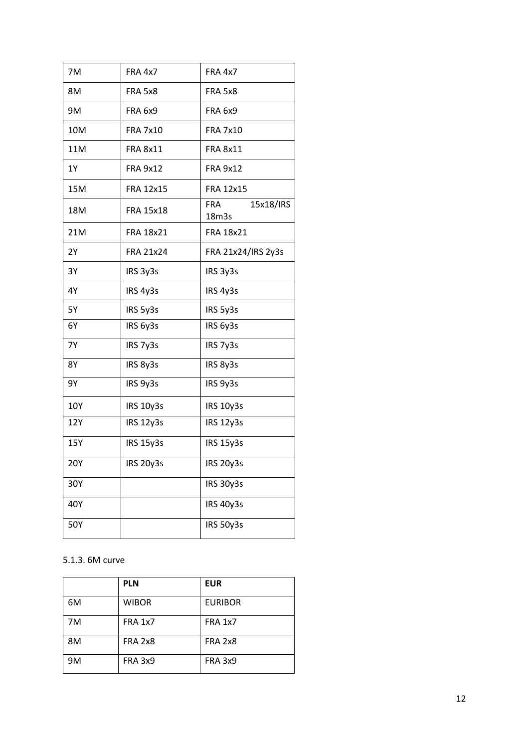| | | |
|---|---|---|
| 7M | FRA 4x7 | FRA 4x7 |
| 8M | FRA 5x8 | FRA 5x8 |
| 9M | FRA 6x9 | FRA 6x9 |
| 10M | FRA 7x10 | FRA 7x10 |
| 11M | FRA 8x11 | FRA 8x11 |
| 1Y | FRA 9x12 | FRA 9x12 |
| 15M | FRA 12x15 | FRA 12x15 |
| 18M | FRA 15x18 | FRA 15x18/IRS 18m3s |
| 21M | FRA 18x21 | FRA 18x21 |
| 2Y | FRA 21x24 | FRA 21x24/IRS 2y3s |
| 3Y | IRS 3y3s | IRS 3y3s |
| 4Y | IRS 4y3s | IRS 4y3s |
| 5Y | IRS 5y3s | IRS 5y3s |
| 6Y | IRS 6y3s | IRS 6y3s |
| 7Y | IRS 7y3s | IRS 7y3s |
| 8Y | IRS 8y3s | IRS 8y3s |
| 9Y | IRS 9y3s | IRS 9y3s |
| 10Y | IRS 10y3s | IRS 10y3s |
| 12Y | IRS 12y3s | IRS 12y3s |
| 15Y | IRS 15y3s | IRS 15y3s |
| 20Y | IRS 20y3s | IRS 20y3s |
| 30Y | | IRS 30y3s |
| 40Y | | IRS 40y3s |
| 50Y | | IRS 50y3s |

5.1.3. 6M curve

| | **PLN** | **EUR** |
|---|---|---|
| 6M | WIBOR | EURIBOR |
| 7M | FRA 1x7 | FRA 1x7 |
| 8M | FRA 2x8 | FRA 2x8 |
| 9M | FRA 3x9 | FRA 3x9 |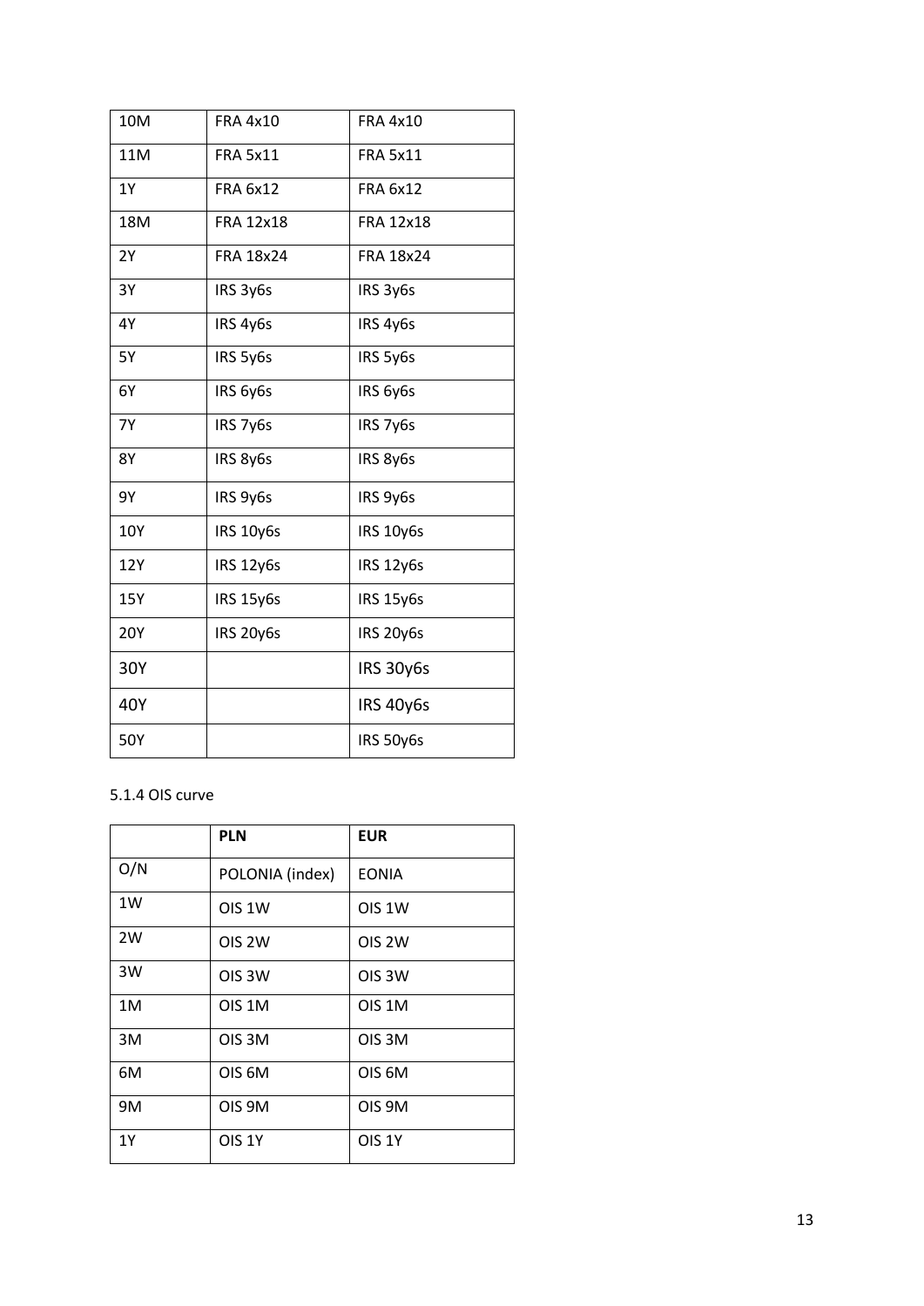| 10M | FRA 4x10 | FRA 4x10 |
|---|---|---|
| 11M | FRA 5x11 | FRA 5x11 |
| 1Y | FRA 6x12 | FRA 6x12 |
| 18M | FRA 12x18 | FRA 12x18 |
| 2Y | FRA 18x24 | FRA 18x24 |
| 3Y | IRS 3y6s | IRS 3y6s |
| 4Y | IRS 4y6s | IRS 4y6s |
| 5Y | IRS 5y6s | IRS 5y6s |
| 6Y | IRS 6y6s | IRS 6y6s |
| 7Y | IRS 7y6s | IRS 7y6s |
| 8Y | IRS 8y6s | IRS 8y6s |
| 9Y | IRS 9y6s | IRS 9y6s |
| 10Y | IRS 10y6s | IRS 10y6s |
| 12Y | IRS 12y6s | IRS 12y6s |
| 15Y | IRS 15y6s | IRS 15y6s |
| 20Y | IRS 20y6s | IRS 20y6s |
| 30Y | | IRS 30y6s |
| 40Y | | IRS 40y6s |
| 50Y | | IRS 50y6s |

5.1.4 OIS curve

| | **PLN** | **EUR** |
|---|---|---|
| O/N | POLONIA (index) | EONIA |
| 1W | OIS 1W | OIS 1W |
| 2W | OIS 2W | OIS 2W |
| 3W | OIS 3W | OIS 3W |
| 1M | OIS 1M | OIS 1M |
| 3M | OIS 3M | OIS 3M |
| 6M | OIS 6M | OIS 6M |
| 9M | OIS 9M | OIS 9M |
| 1Y | OIS 1Y | OIS 1Y |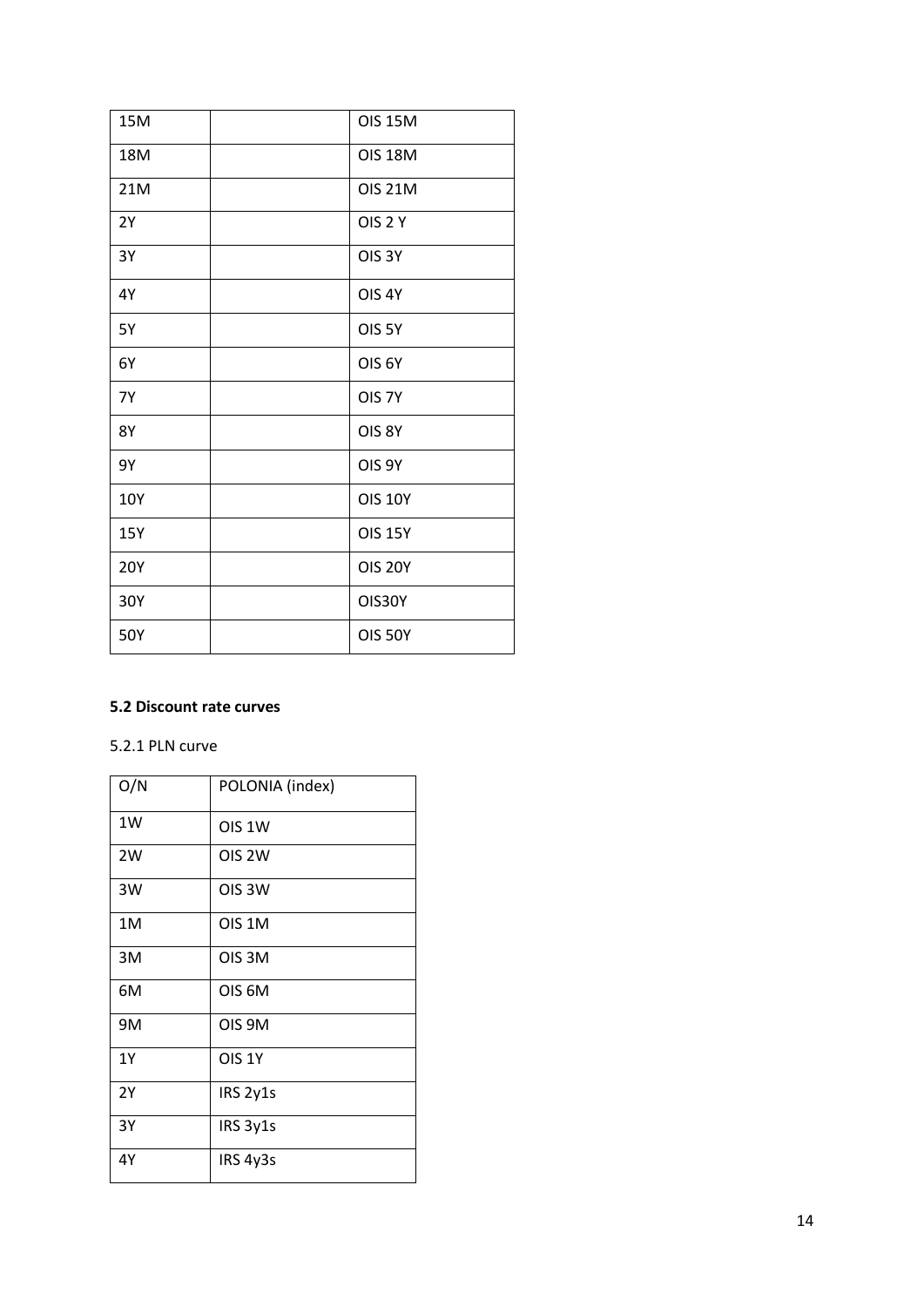| | | |
|---|---|---|
| 15M | | OIS 15M |
| 18M | | OIS 18M |
| 21M | | OIS 21M |
| 2Y | | OIS 2 Y |
| 3Y | | OIS 3Y |
| 4Y | | OIS 4Y |
| 5Y | | OIS 5Y |
| 6Y | | OIS 6Y |
| 7Y | | OIS 7Y |
| 8Y | | OIS 8Y |
| 9Y | | OIS 9Y |
| 10Y | | OIS 10Y |
| 15Y | | OIS 15Y |
| 20Y | | OIS 20Y |
| 30Y | | OIS30Y |
| 50Y | | OIS 50Y |

**5.2 Discount rate curves**

5.2.1 PLN curve

| O/N | POLONIA (index) |
|---|---|
| 1W | OIS 1W |
| 2W | OIS 2W |
| 3W | OIS 3W |
| 1M | OIS 1M |
| 3M | OIS 3M |
| 6M | OIS 6M |
| 9M | OIS 9M |
| 1Y | OIS 1Y |
| 2Y | IRS 2y1s |
| 3Y | IRS 3y1s |
| 4Y | IRS 4y3s |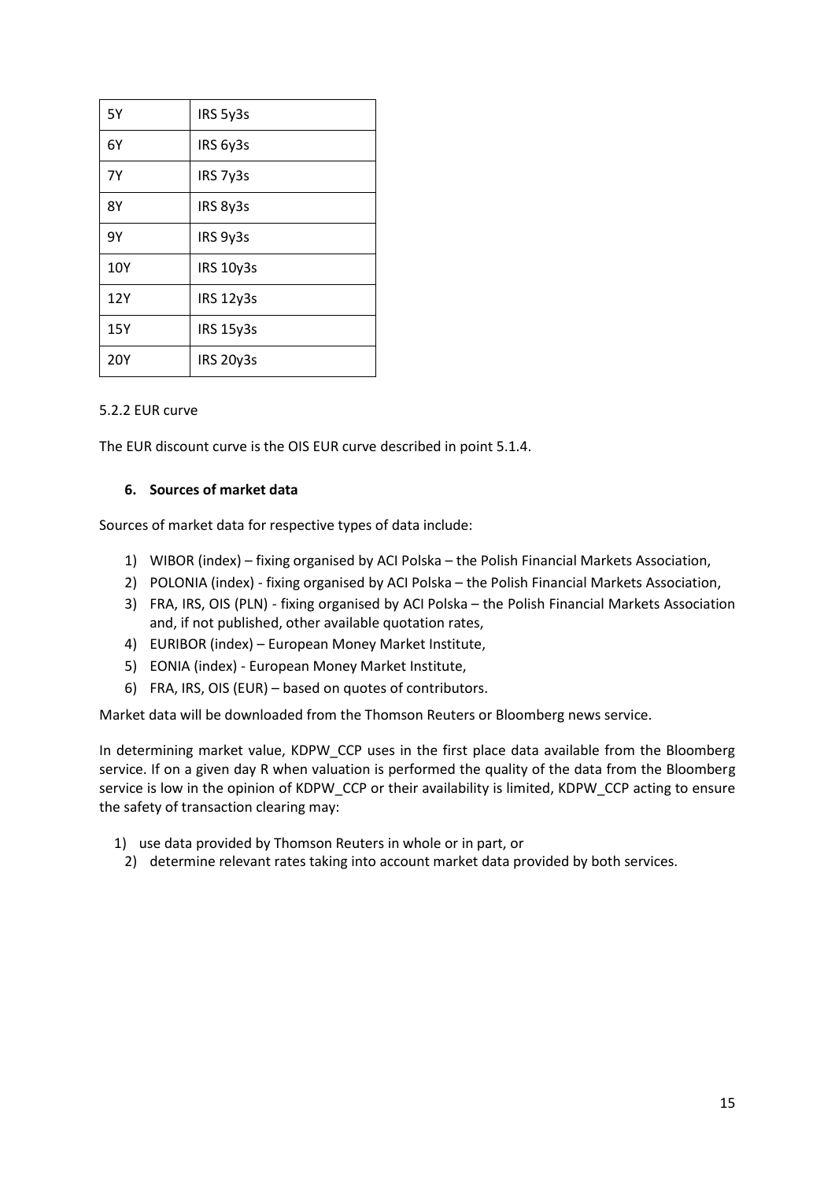| | |
|---|---|
| 5Y | IRS 5y3s |
| 6Y | IRS 6y3s |
| 7Y | IRS 7y3s |
| 8Y | IRS 8y3s |
| 9Y | IRS 9y3s |
| 10Y | IRS 10y3s |
| 12Y | IRS 12y3s |
| 15Y | IRS 15y3s |
| 20Y | IRS 20y3s |

5.2.2 EUR curve

The EUR discount curve is the OIS EUR curve described in point 5.1.4.

## 6. Sources of market data

Sources of market data for respective types of data include:

1) WIBOR (index) – fixing organised by ACI Polska – the Polish Financial Markets Association,
2) POLONIA (index) - fixing organised by ACI Polska – the Polish Financial Markets Association,
3) FRA, IRS, OIS (PLN) - fixing organised by ACI Polska – the Polish Financial Markets Association and, if not published, other available quotation rates,
4) EURIBOR (index) – European Money Market Institute,
5) EONIA (index) - European Money Market Institute,
6) FRA, IRS, OIS (EUR) – based on quotes of contributors.

Market data will be downloaded from the Thomson Reuters or Bloomberg news service.

In determining market value, KDPW_CCP uses in the first place data available from the Bloomberg service. If on a given day R when valuation is performed the quality of the data from the Bloomberg service is low in the opinion of KDPW_CCP or their availability is limited, KDPW_CCP acting to ensure the safety of transaction clearing may:

1) use data provided by Thomson Reuters in whole or in part, or
2) determine relevant rates taking into account market data provided by both services.